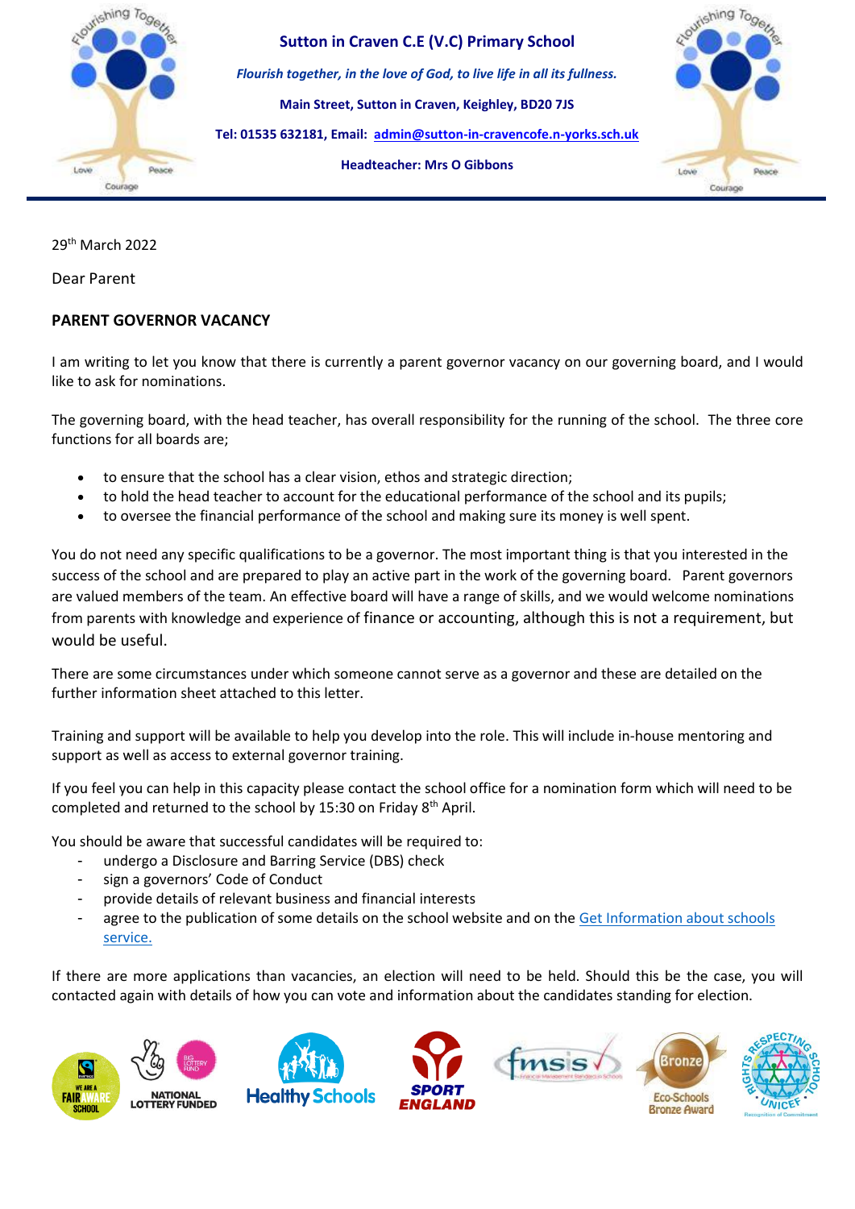**Sutton in Craven C.E (V.C) Primary School**

***Flourish together, in the love of God, to live life in all its fullness.***

**Main Street, Sutton in Craven, Keighley, BD20 7JS**

**Tel: 01535 632181, Email: admin@sutton-in-cravencofe.n-yorks.sch.uk**

**Headteacher: Mrs O Gibbons**

---

29th March 2022

Dear Parent

**PARENT GOVERNOR VACANCY**

I am writing to let you know that there is currently a parent governor vacancy on our governing board, and I would like to ask for nominations.

The governing board, with the head teacher, has overall responsibility for the running of the school. The three core functions for all boards are;

- to ensure that the school has a clear vision, ethos and strategic direction;
- to hold the head teacher to account for the educational performance of the school and its pupils;
- to oversee the financial performance of the school and making sure its money is well spent.

You do not need any specific qualifications to be a governor. The most important thing is that you interested in the success of the school and are prepared to play an active part in the work of the governing board. Parent governors are valued members of the team. An effective board will have a range of skills, and we would welcome nominations from parents with knowledge and experience of finance or accounting, although this is not a requirement, but would be useful.

There are some circumstances under which someone cannot serve as a governor and these are detailed on the further information sheet attached to this letter.

Training and support will be available to help you develop into the role. This will include in-house mentoring and support as well as access to external governor training.

If you feel you can help in this capacity please contact the school office for a nomination form which will need to be completed and returned to the school by 15:30 on Friday 8th April.

You should be aware that successful candidates will be required to:

- undergo a Disclosure and Barring Service (DBS) check
- sign a governors' Code of Conduct
- provide details of relevant business and financial interests
- agree to the publication of some details on the school website and on the Get Information about schools service.

If there are more applications than vacancies, an election will need to be held. Should this be the case, you will contacted again with details of how you can vote and information about the candidates standing for election.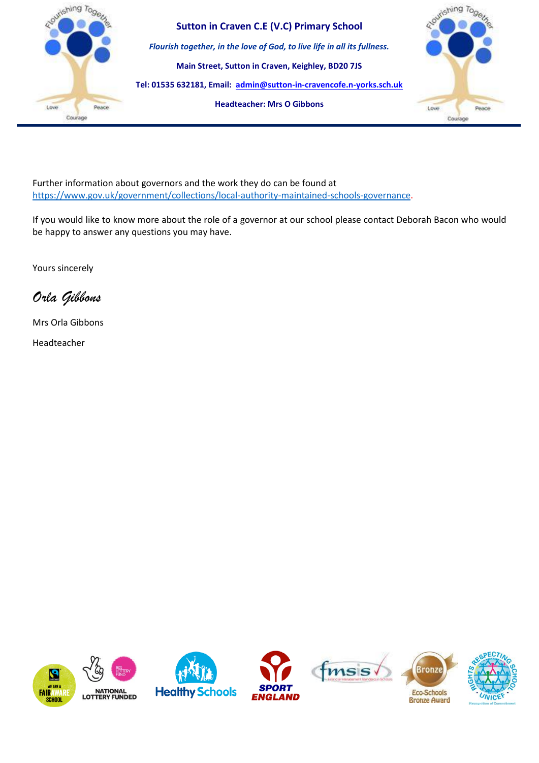Further information about governors and the work they do can be found at https://www.gov.uk/government/collections/local-authority-maintained-schools-governance.

If you would like to know more about the role of a governor at our school please contact Deborah Bacon who would be happy to answer any questions you may have.

Yours sincerely

*Orla Gibbons*

Mrs Orla Gibbons

Headteacher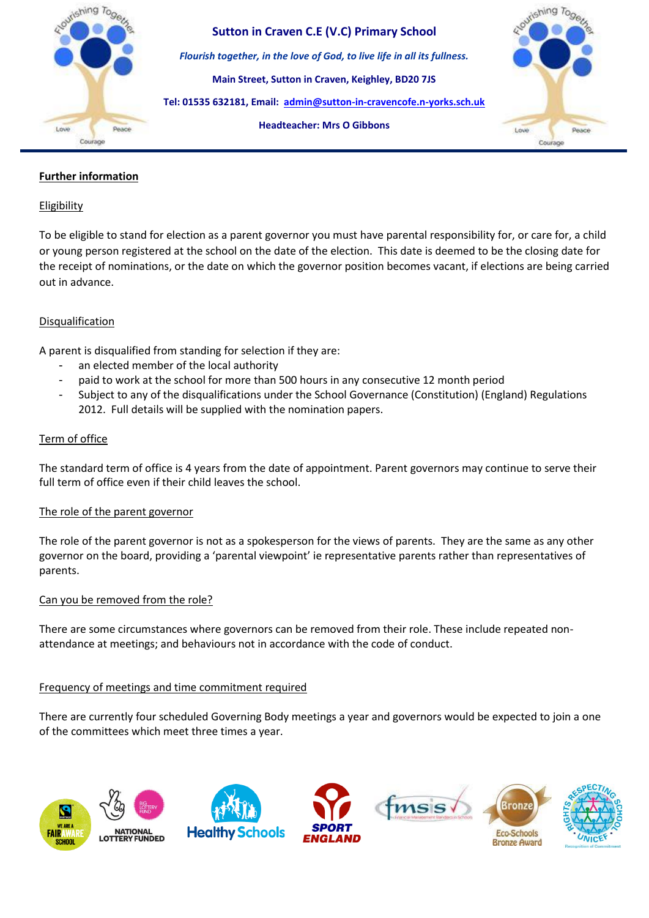Sutton in Craven C.E (V.C) Primary School

*Flourish together, in the love of God, to live life in all its fullness.*

Main Street, Sutton in Craven, Keighley, BD20 7JS

Tel: 01535 632181, Email: admin@sutton-in-cravencofe.n-yorks.sch.uk

Headteacher: Mrs O Gibbons

## Further information

### Eligibility

To be eligible to stand for election as a parent governor you must have parental responsibility for, or care for, a child or young person registered at the school on the date of the election. This date is deemed to be the closing date for the receipt of nominations, or the date on which the governor position becomes vacant, if elections are being carried out in advance.

### Disqualification

A parent is disqualified from standing for selection if they are:

- an elected member of the local authority
- paid to work at the school for more than 500 hours in any consecutive 12 month period
- Subject to any of the disqualifications under the School Governance (Constitution) (England) Regulations 2012. Full details will be supplied with the nomination papers.

### Term of office

The standard term of office is 4 years from the date of appointment. Parent governors may continue to serve their full term of office even if their child leaves the school.

### The role of the parent governor

The role of the parent governor is not as a spokesperson for the views of parents. They are the same as any other governor on the board, providing a 'parental viewpoint' ie representative parents rather than representatives of parents.

### Can you be removed from the role?

There are some circumstances where governors can be removed from their role. These include repeated non-attendance at meetings; and behaviours not in accordance with the code of conduct.

### Frequency of meetings and time commitment required

There are currently four scheduled Governing Body meetings a year and governors would be expected to join a one of the committees which meet three times a year.